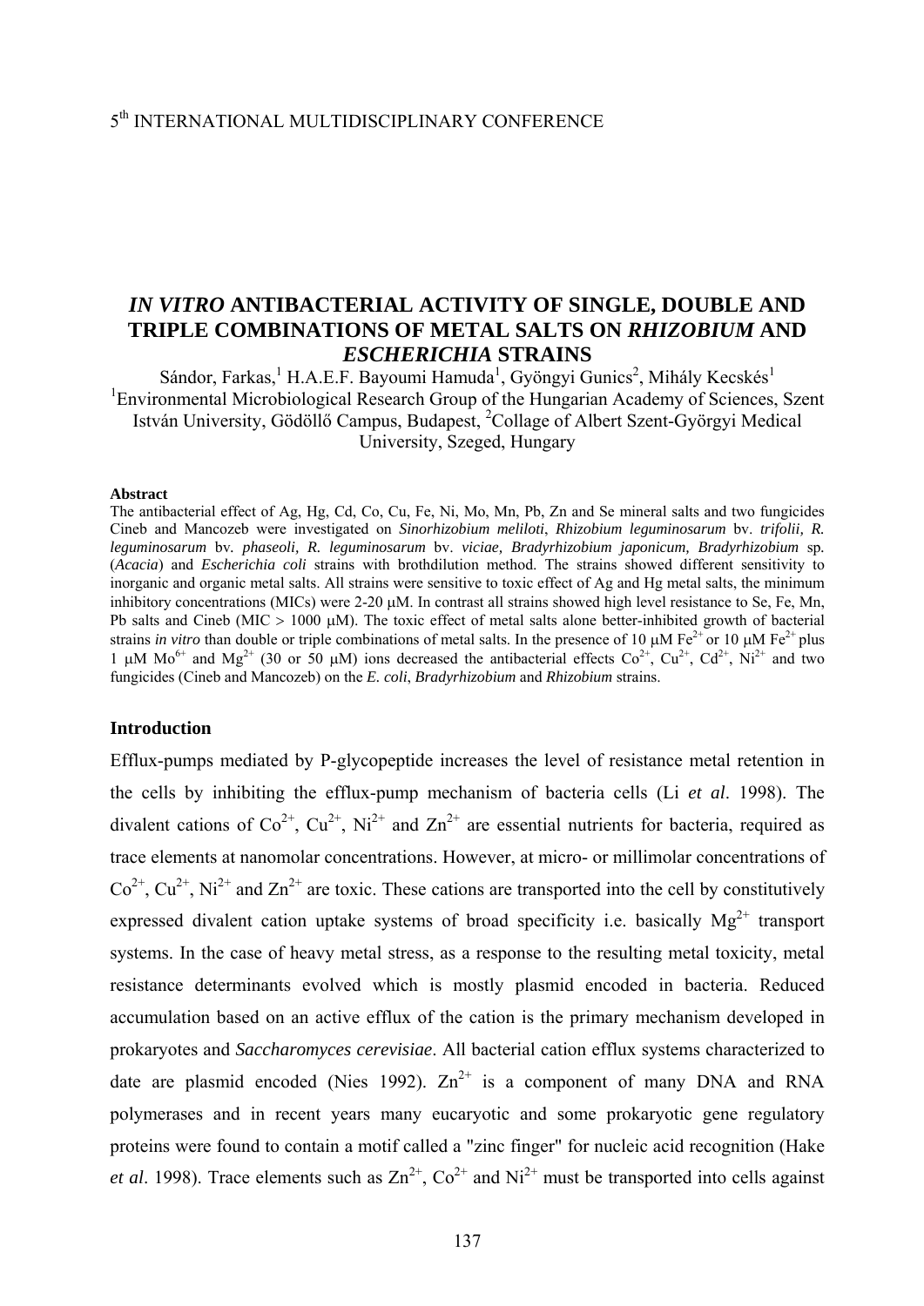# *IN VITRO* ANTIBACTERIAL ACTIVITY OF SINGLE, DOUBLE AND TRIPLE COMBINATIONS OF METAL SALTS ON *RHIZOBIUM* AND *ESCHERICHIA* STRAINS

Sándor, Farkas,[1] H.A.E.F. Bayoumi Hamuda[1], Gyöngyi Gunics[2], Mihály Kecskés[1]

[1]Environmental Microbiological Research Group of the Hungarian Academy of Sciences, Szent István University, Gödöllő Campus, Budapest, [2]Collage of Albert Szent-Györgyi Medical University, Szeged, Hungary

**Abstract**

The antibacterial effect of Ag, Hg, Cd, Co, Cu, Fe, Ni, Mo, Mn, Pb, Zn and Se mineral salts and two fungicides Cineb and Mancozeb were investigated on *Sinorhizobium meliloti*, *Rhizobium leguminosarum* bv. *trifolii, R. leguminosarum* bv. *phaseoli, R. leguminosarum* bv. *viciae, Bradyrhizobium japonicum, Bradyrhizobium* sp. (*Acacia*) and *Escherichia coli* strains with brothdilution method. The strains showed different sensitivity to inorganic and organic metal salts. All strains were sensitive to toxic effect of Ag and Hg metal salts, the minimum inhibitory concentrations (MICs) were 2-20 μM. In contrast all strains showed high level resistance to Se, Fe, Mn, Pb salts and Cineb (MIC > 1000 μM). The toxic effect of metal salts alone better-inhibited growth of bacterial strains *in vitro* than double or triple combinations of metal salts. In the presence of 10 μM $Fe^{2+}$ or 10 μM $Fe^{2+}$ plus 1 μM $Mo^{6+}$ and $Mg^{2+}$ (30 or 50 μM) ions decreased the antibacterial effects $Co^{2+}$, $Cu^{2+}$, $Cd^{2+}$, $Ni^{2+}$ and two fungicides (Cineb and Mancozeb) on the *E. coli*, *Bradyrhizobium* and *Rhizobium* strains.

## Introduction

Efflux-pumps mediated by P-glycopeptide increases the level of resistance metal retention in the cells by inhibiting the efflux-pump mechanism of bacteria cells (Li *et al*. 1998). The divalent cations of $Co^{2+}$, $Cu^{2+}$, $Ni^{2+}$ and $Zn^{2+}$ are essential nutrients for bacteria, required as trace elements at nanomolar concentrations. However, at micro- or millimolar concentrations of $Co^{2+}$, $Cu^{2+}$, $Ni^{2+}$ and $Zn^{2+}$ are toxic. These cations are transported into the cell by constitutively expressed divalent cation uptake systems of broad specificity i.e. basically $Mg^{2+}$ transport systems. In the case of heavy metal stress, as a response to the resulting metal toxicity, metal resistance determinants evolved which is mostly plasmid encoded in bacteria. Reduced accumulation based on an active efflux of the cation is the primary mechanism developed in prokaryotes and *Saccharomyces cerevisiae*. All bacterial cation efflux systems characterized to date are plasmid encoded (Nies 1992). $Zn^{2+}$ is a component of many DNA and RNA polymerases and in recent years many eucaryotic and some prokaryotic gene regulatory proteins were found to contain a motif called a "zinc finger" for nucleic acid recognition (Hake *et al*. 1998). Trace elements such as $Zn^{2+}$, $Co^{2+}$ and $Ni^{2+}$ must be transported into cells against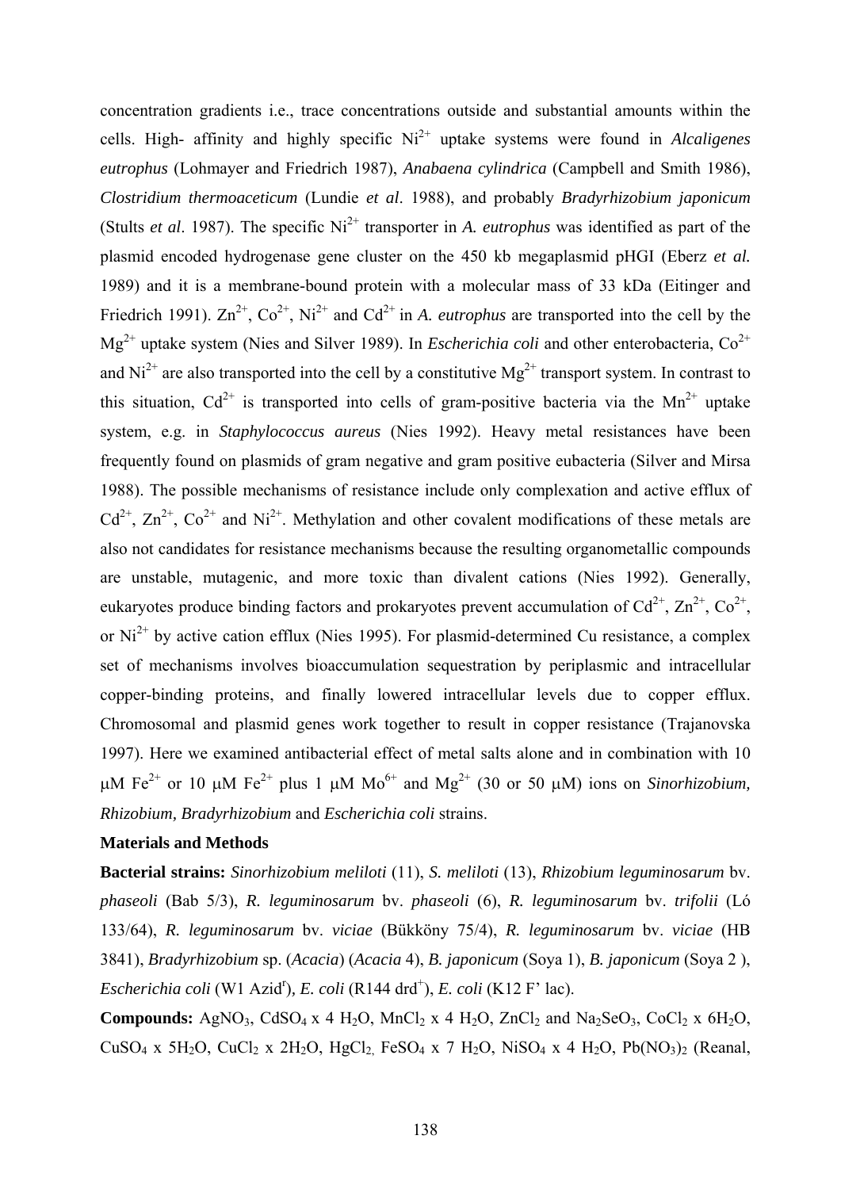concentration gradients i.e., trace concentrations outside and substantial amounts within the cells. High- affinity and highly specific $Ni^{2+}$ uptake systems were found in *Alcaligenes eutrophus* (Lohmayer and Friedrich 1987), *Anabaena cylindrica* (Campbell and Smith 1986), *Clostridium thermoaceticum* (Lundie *et al*. 1988), and probably *Bradyrhizobium japonicum* (Stults *et al*. 1987). The specific $Ni^{2+}$ transporter in *A. eutrophus* was identified as part of the plasmid encoded hydrogenase gene cluster on the 450 kb megaplasmid pHGI (Eberz *et al.* 1989) and it is a membrane-bound protein with a molecular mass of 33 kDa (Eitinger and Friedrich 1991). $Zn^{2+}$, $Co^{2+}$, $Ni^{2+}$ and $Cd^{2+}$ in *A. eutrophus* are transported into the cell by the $Mg^{2+}$ uptake system (Nies and Silver 1989). In *Escherichia coli* and other enterobacteria, $Co^{2+}$ and $Ni^{2+}$ are also transported into the cell by a constitutive $Mg^{2+}$ transport system. In contrast to this situation, $Cd^{2+}$ is transported into cells of gram-positive bacteria via the $Mn^{2+}$ uptake system, e.g. in *Staphylococcus aureus* (Nies 1992). Heavy metal resistances have been frequently found on plasmids of gram negative and gram positive eubacteria (Silver and Mirsa 1988). The possible mechanisms of resistance include only complexation and active efflux of $Cd^{2+}$, $Zn^{2+}$, $Co^{2+}$ and $Ni^{2+}$. Methylation and other covalent modifications of these metals are also not candidates for resistance mechanisms because the resulting organometallic compounds are unstable, mutagenic, and more toxic than divalent cations (Nies 1992). Generally, eukaryotes produce binding factors and prokaryotes prevent accumulation of $Cd^{2+}$, $Zn^{2+}$, $Co^{2+}$, or $Ni^{2+}$ by active cation efflux (Nies 1995). For plasmid-determined Cu resistance, a complex set of mechanisms involves bioaccumulation sequestration by periplasmic and intracellular copper-binding proteins, and finally lowered intracellular levels due to copper efflux. Chromosomal and plasmid genes work together to result in copper resistance (Trajanovska 1997). Here we examined antibacterial effect of metal salts alone and in combination with 10 μM $Fe^{2+}$ or 10 μM $Fe^{2+}$ plus 1 μM $Mo^{6+}$ and $Mg^{2+}$ (30 or 50 μM) ions on *Sinorhizobium, Rhizobium, Bradyrhizobium* and *Escherichia coli* strains.

## Materials and Methods

**Bacterial strains:** *Sinorhizobium meliloti* (11), *S. meliloti* (13), *Rhizobium leguminosarum* bv. *phaseoli* (Bab 5/3), *R. leguminosarum* bv. *phaseoli* (6), *R. leguminosarum* bv. *trifolii* (Ló 133/64), *R. leguminosarum* bv. *viciae* (Bükköny 75/4), *R. leguminosarum* bv. *viciae* (HB 3841), *Bradyrhizobium* sp. (*Acacia*) (*Acacia* 4), *B. japonicum* (Soya 1), *B. japonicum* (Soya 2 ), *Escherichia coli* (W1 Azid$^{r}$), *E. coli* (R144 drd$^{+}$), *E. coli* (K12 F' lac).

**Compounds:** $AgNO_3$, $CdSO_4$ x 4 $H_2O$, $MnCl_2$ x 4 $H_2O$, $ZnCl_2$ and $Na_2SeO_3$, $CoCl_2$ x $6H_2O$, $CuSO_4$ x $5H_2O$, $CuCl_2$ x $2H_2O$, $HgCl_2$, $FeSO_4$ x 7 $H_2O$, $NiSO_4$ x 4 $H_2O$, $Pb(NO_3)_2$ (Reanal,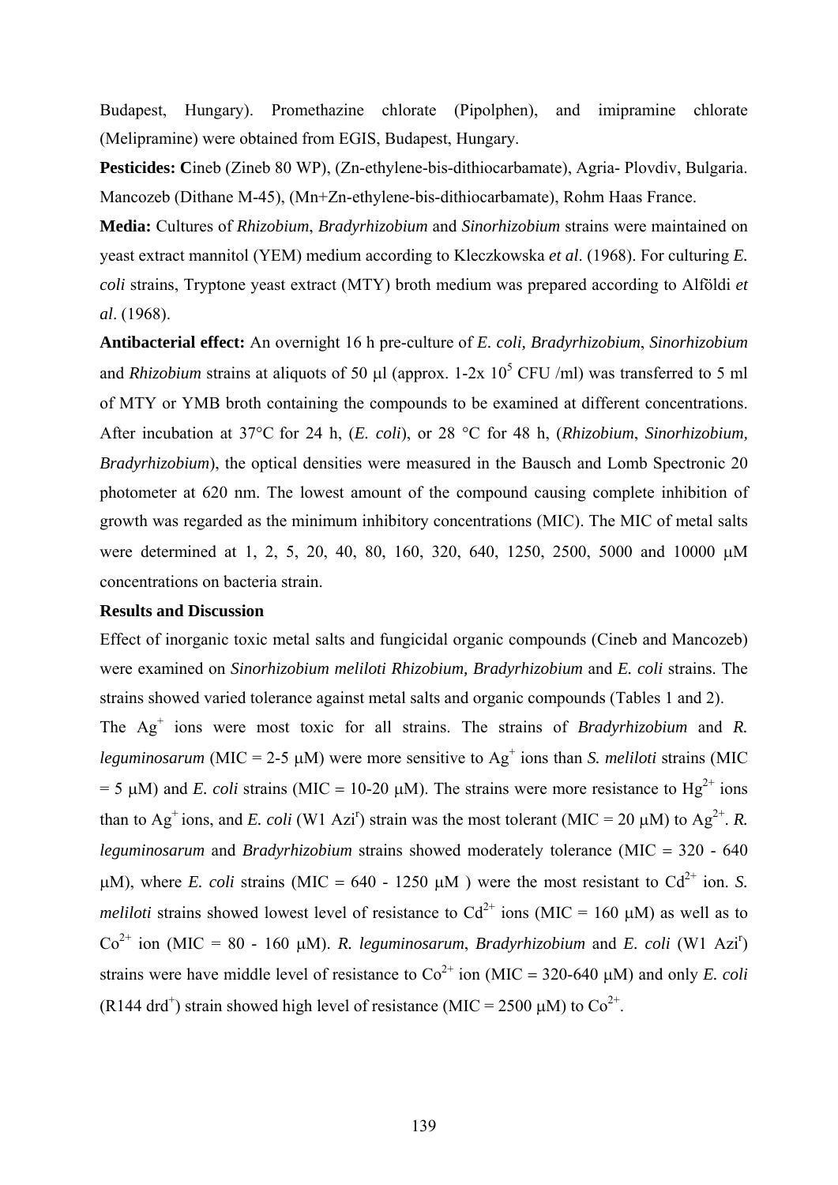Budapest, Hungary). Promethazine chlorate (Pipolphen), and imipramine chlorate (Melipramine) were obtained from EGIS, Budapest, Hungary.

**Pesticides: C**ineb (Zineb 80 WP), (Zn-ethylene-bis-dithiocarbamate), Agria- Plovdiv, Bulgaria. Mancozeb (Dithane M-45), (Mn+Zn-ethylene-bis-dithiocarbamate), Rohm Haas France.

**Media:** Cultures of *Rhizobium*, *Bradyrhizobium* and *Sinorhizobium* strains were maintained on yeast extract mannitol (YEM) medium according to Kleczkowska *et al*. (1968). For culturing *E. coli* strains, Tryptone yeast extract (MTY) broth medium was prepared according to Alföldi *et al*. (1968).

**Antibacterial effect:** An overnight 16 h pre-culture of *E. coli, Bradyrhizobium*, *Sinorhizobium* and *Rhizobium* strains at aliquots of 50 μl (approx. 1-2x $10^5$ CFU /ml) was transferred to 5 ml of MTY or YMB broth containing the compounds to be examined at different concentrations. After incubation at 37°C for 24 h, (*E. coli*), or 28 °C for 48 h, (*Rhizobium*, *Sinorhizobium, Bradyrhizobium*), the optical densities were measured in the Bausch and Lomb Spectronic 20 photometer at 620 nm. The lowest amount of the compound causing complete inhibition of growth was regarded as the minimum inhibitory concentrations (MIC). The MIC of metal salts were determined at 1, 2, 5, 20, 40, 80, 160, 320, 640, 1250, 2500, 5000 and 10000 μM concentrations on bacteria strain.

**Results and Discussion**

Effect of inorganic toxic metal salts and fungicidal organic compounds (Cineb and Mancozeb) were examined on *Sinorhizobium meliloti Rhizobium, Bradyrhizobium* and *E. coli* strains. The strains showed varied tolerance against metal salts and organic compounds (Tables 1 and 2).

The $Ag^{+}$ ions were most toxic for all strains. The strains of *Bradyrhizobium* and *R. leguminosarum* (MIC = 2-5 μM) were more sensitive to $Ag^{+}$ ions than *S. meliloti* strains (MIC = 5 μM) and *E. coli* strains (MIC = 10-20 μM). The strains were more resistance to $Hg^{2+}$ ions than to $Ag^{+}$ ions, and *E. coli* (W1 Azi$^{r}$) strain was the most tolerant (MIC = 20 μM) to $Ag^{2+}$. *R. leguminosarum* and *Bradyrhizobium* strains showed moderately tolerance (MIC = 320 - 640 μM), where *E. coli* strains (MIC = 640 - 1250 μM ) were the most resistant to $Cd^{2+}$ ion. *S. meliloti* strains showed lowest level of resistance to $Cd^{2+}$ ions (MIC = 160 μM) as well as to $Co^{2+}$ ion (MIC = 80 - 160 μM). *R. leguminosarum*, *Bradyrhizobium* and *E. coli* (W1 Azi$^{r}$) strains were have middle level of resistance to $Co^{2+}$ ion (MIC = 320-640 μM) and only *E. coli* (R144 drd$^{+}$) strain showed high level of resistance (MIC = 2500 μM) to $Co^{2+}$.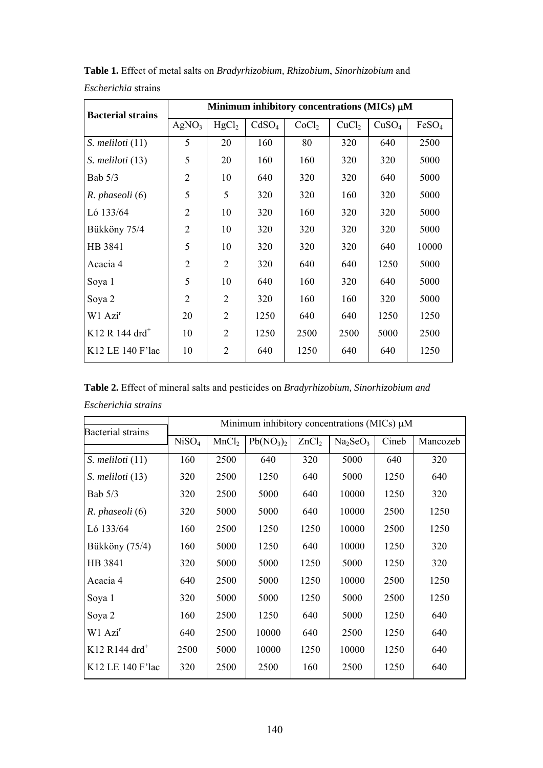**Table 1.** Effect of metal salts on *Bradyrhizobium, Rhizobium*, *Sinorhizobium* and *Escherichia* strains

| **Bacterial strains** | **Minimum inhibitory concentrations (MICs) μM** | | | | | | |
|---|---|---|---|---|---|---|---|
| | $AgNO_3$ | $HgCl_2$ | $CdSO_4$ | $CoCl_2$ | $CuCl_2$ | $CuSO_4$ | $FeSO_4$ |
| *S. meliloti* (11) | 5 | 20 | 160 | 80 | 320 | 640 | 2500 |
| *S. meliloti* (13) | 5 | 20 | 160 | 160 | 320 | 320 | 5000 |
| Bab 5/3 | 2 | 10 | 640 | 320 | 320 | 640 | 5000 |
| *R. phaseoli* (6) | 5 | 5 | 320 | 320 | 160 | 320 | 5000 |
| Ló 133/64 | 2 | 10 | 320 | 160 | 320 | 320 | 5000 |
| Bükköny 75/4 | 2 | 10 | 320 | 320 | 320 | 320 | 5000 |
| HB 3841 | 5 | 10 | 320 | 320 | 320 | 640 | 10000 |
| Acacia 4 | 2 | 2 | 320 | 640 | 640 | 1250 | 5000 |
| Soya 1 | 5 | 10 | 640 | 160 | 320 | 640 | 5000 |
| Soya 2 | 2 | 2 | 320 | 160 | 160 | 320 | 5000 |
| W1 $Azi^r$ | 20 | 2 | 1250 | 640 | 640 | 1250 | 1250 |
| K12 R 144 $drd^+$ | 10 | 2 | 1250 | 2500 | 2500 | 5000 | 2500 |
| K12 LE 140 F'lac | 10 | 2 | 640 | 1250 | 640 | 640 | 1250 |

**Table 2.** Effect of mineral salts and pesticides on *Bradyrhizobium, Sinorhizobium and Escherichia strains*

| Bacterial strains | Minimum inhibitory concentrations (MICs) μM | | | | | | |
|---|---|---|---|---|---|---|---|
| | $NiSO_4$ | $MnCl_2$ | $Pb(NO_3)_2$ | $ZnCl_2$ | $Na_2SeO_3$ | Cineb | Mancozeb |
| *S. meliloti* (11) | 160 | 2500 | 640 | 320 | 5000 | 640 | 320 |
| *S. meliloti* (13) | 320 | 2500 | 1250 | 640 | 5000 | 1250 | 640 |
| Bab 5/3 | 320 | 2500 | 5000 | 640 | 10000 | 1250 | 320 |
| *R. phaseoli* (6) | 320 | 5000 | 5000 | 640 | 10000 | 2500 | 1250 |
| Ló 133/64 | 160 | 2500 | 1250 | 1250 | 10000 | 2500 | 1250 |
| Bükköny (75/4) | 160 | 5000 | 1250 | 640 | 10000 | 1250 | 320 |
| HB 3841 | 320 | 5000 | 5000 | 1250 | 5000 | 1250 | 320 |
| Acacia 4 | 640 | 2500 | 5000 | 1250 | 10000 | 2500 | 1250 |
| Soya 1 | 320 | 5000 | 5000 | 1250 | 5000 | 2500 | 1250 |
| Soya 2 | 160 | 2500 | 1250 | 640 | 5000 | 1250 | 640 |
| W1 $Azi^r$ | 640 | 2500 | 10000 | 640 | 2500 | 1250 | 640 |
| K12 R144 $drd^+$ | 2500 | 5000 | 10000 | 1250 | 10000 | 1250 | 640 |
| K12 LE 140 F'lac | 320 | 2500 | 2500 | 160 | 2500 | 1250 | 640 |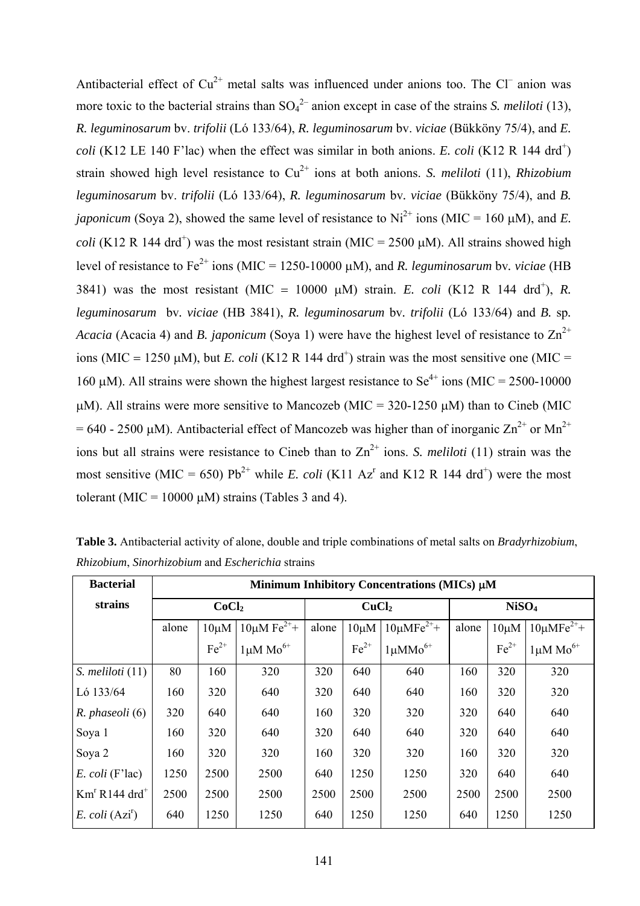Antibacterial effect of $Cu^{2+}$ metal salts was influenced under anions too. The $Cl^{–}$ anion was more toxic to the bacterial strains than $SO_4^{2–}$ anion except in case of the strains *S. meliloti* (13), *R. leguminosarum* bv. *trifolii* (Ló 133/64), *R. leguminosarum* bv. *viciae* (Bükköny 75/4), and *E. coli* (K12 LE 140 F'lac) when the effect was similar in both anions. *E. coli* (K12 R 144 drd$^{+}$) strain showed high level resistance to $Cu^{2+}$ ions at both anions. *S. meliloti* (11), *Rhizobium leguminosarum* bv. *trifolii* (Ló 133/64), *R. leguminosarum* bv. *viciae* (Bükköny 75/4), and *B. japonicum* (Soya 2), showed the same level of resistance to $Ni^{2+}$ ions (MIC = 160 μM), and *E. coli* (K12 R 144 drd$^{+}$) was the most resistant strain (MIC = 2500 μM). All strains showed high level of resistance to $Fe^{2+}$ ions (MIC = 1250-10000 μM), and *R. leguminosarum* bv. *viciae* (HB 3841) was the most resistant (MIC = 10000 μM) strain. *E. coli* (K12 R 144 drd$^{+}$), *R. leguminosarum* bv. *viciae* (HB 3841), *R. leguminosarum* bv. *trifolii* (Ló 133/64) and *B.* sp. *Acacia* (Acacia 4) and *B. japonicum* (Soya 1) were have the highest level of resistance to $Zn^{2+}$ ions (MIC = 1250 μM), but *E. coli* (K12 R 144 drd$^{+}$) strain was the most sensitive one (MIC = 160 μM). All strains were shown the highest largest resistance to $Se^{4+}$ ions (MIC = 2500-10000 μM). All strains were more sensitive to Mancozeb (MIC = 320-1250 μM) than to Cineb (MIC = 640 - 2500 μM). Antibacterial effect of Mancozeb was higher than of inorganic $Zn^{2+}$ or $Mn^{2+}$ ions but all strains were resistance to Cineb than to $Zn^{2+}$ ions. *S. meliloti* (11) strain was the most sensitive (MIC = 650) $Pb^{2+}$ while *E. coli* (K11 Az$^{r}$ and K12 R 144 drd$^{+}$) were the most tolerant (MIC = 10000 μM) strains (Tables 3 and 4).

**Table 3.** Antibacterial activity of alone, double and triple combinations of metal salts on *Bradyrhizobium*, *Rhizobium*, *Sinorhizobium* and *Escherichia* strains

| Bacterial strains | Minimum Inhibitory Concentrations (MICs) μM | | | | | | | | |
|---|---|---|---|---|---|---|---|---|---|
| | $CoCl_2$ | | | $CuCl_2$ | | | $NiSO_4$ | | |
| | alone | 10μM $Fe^{2+}$ | 10μM $Fe^{2+}$+ 1μM $Mo^{6+}$ | alone | 10μM $Fe^{2+}$ | 10μM$Fe^{2+}$+ 1μM$Mo^{6+}$ | alone | 10μM $Fe^{2+}$ | 10μM$Fe^{2+}$+ 1μM $Mo^{6+}$ |
| *S. meliloti* (11) | 80 | 160 | 320 | 320 | 640 | 640 | 160 | 320 | 320 |
| Ló 133/64 | 160 | 320 | 640 | 320 | 640 | 640 | 160 | 320 | 320 |
| *R. phaseoli* (6) | 320 | 640 | 640 | 160 | 320 | 320 | 320 | 640 | 640 |
| Soya 1 | 160 | 320 | 640 | 320 | 640 | 640 | 320 | 640 | 640 |
| Soya 2 | 160 | 320 | 320 | 160 | 320 | 320 | 160 | 320 | 320 |
| *E. coli* (F'lac) | 1250 | 2500 | 2500 | 640 | 1250 | 1250 | 320 | 640 | 640 |
| Km$^{r}$ R144 drd$^{+}$ | 2500 | 2500 | 2500 | 2500 | 2500 | 2500 | 2500 | 2500 | 2500 |
| *E. coli* (Azi$^{r}$) | 640 | 1250 | 1250 | 640 | 1250 | 1250 | 640 | 1250 | 1250 |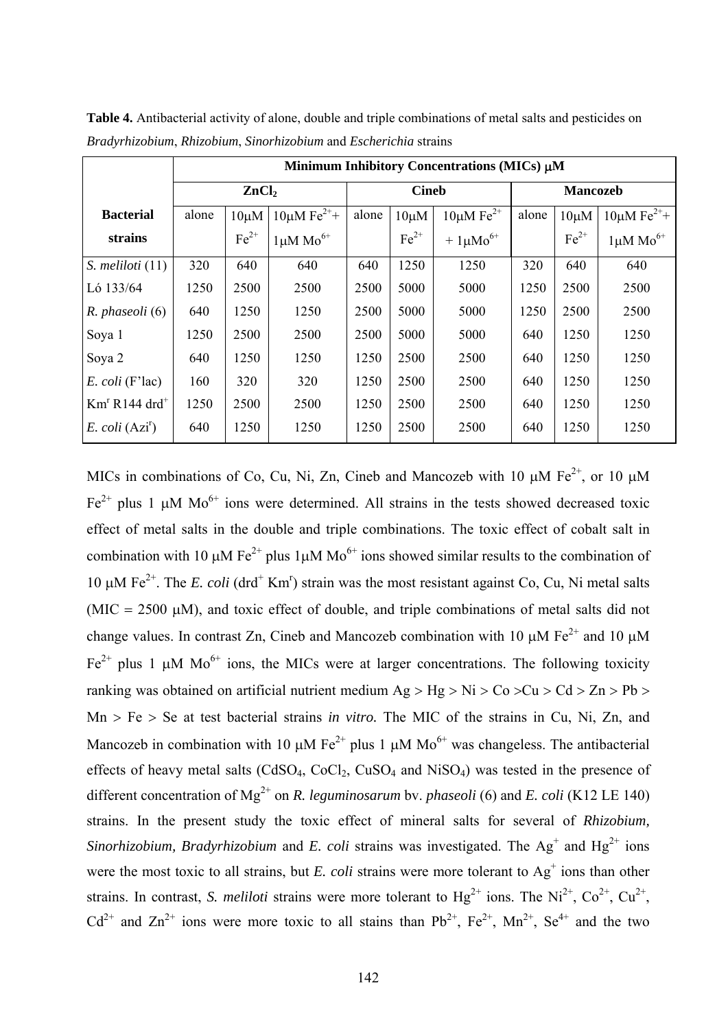**Table 4.** Antibacterial activity of alone, double and triple combinations of metal salts and pesticides on *Bradyrhizobium*, *Rhizobium*, *Sinorhizobium* and *Escherichia* strains

| | Minimum Inhibitory Concentrations (MICs) μM | | | | | | | | |
|---|---|---|---|---|---|---|---|---|---|
| | $ZnCl_2$ | | | Cineb | | | Mancozeb | | |
| **Bacterial strains** | alone | 10μM $Fe^{2+}$ | 10μM $Fe^{2+}$+ 1μM $Mo^{6+}$ | alone | 10μM $Fe^{2+}$ | 10μM $Fe^{2+}$ + 1μM$Mo^{6+}$ | alone | 10μM $Fe^{2+}$ | 10μM $Fe^{2+}$+ 1μM $Mo^{6+}$ |
| *S. meliloti* (11) | 320 | 640 | 640 | 640 | 1250 | 1250 | 320 | 640 | 640 |
| Ló 133/64 | 1250 | 2500 | 2500 | 2500 | 5000 | 5000 | 1250 | 2500 | 2500 |
| *R. phaseoli* (6) | 640 | 1250 | 1250 | 2500 | 5000 | 5000 | 1250 | 2500 | 2500 |
| Soya 1 | 1250 | 2500 | 2500 | 2500 | 5000 | 5000 | 640 | 1250 | 1250 |
| Soya 2 | 640 | 1250 | 1250 | 1250 | 2500 | 2500 | 640 | 1250 | 1250 |
| *E. coli* (F'lac) | 160 | 320 | 320 | 1250 | 2500 | 2500 | 640 | 1250 | 1250 |
| $Km^r$ R144 $drd^+$ | 1250 | 2500 | 2500 | 1250 | 2500 | 2500 | 640 | 1250 | 1250 |
| *E. coli* ($Azi^r$) | 640 | 1250 | 1250 | 1250 | 2500 | 2500 | 640 | 1250 | 1250 |

MICs in combinations of Co, Cu, Ni, Zn, Cineb and Mancozeb with 10 μM $Fe^{2+}$, or 10 μM $Fe^{2+}$ plus 1 μM $Mo^{6+}$ ions were determined. All strains in the tests showed decreased toxic effect of metal salts in the double and triple combinations. The toxic effect of cobalt salt in combination with 10 μM $Fe^{2+}$ plus 1μM $Mo^{6+}$ ions showed similar results to the combination of 10 μM $Fe^{2+}$. The *E. coli* ($drd^+$ $Km^r$) strain was the most resistant against Co, Cu, Ni metal salts (MIC = 2500 μM), and toxic effect of double, and triple combinations of metal salts did not change values. In contrast Zn, Cineb and Mancozeb combination with 10 μM $Fe^{2+}$ and 10 μM $Fe^{2+}$ plus 1 μM $Mo^{6+}$ ions, the MICs were at larger concentrations. The following toxicity ranking was obtained on artificial nutrient medium Ag > Hg > Ni > Co >Cu > Cd > Zn > Pb > Mn > Fe > Se at test bacterial strains *in vitro.* The MIC of the strains in Cu, Ni, Zn, and Mancozeb in combination with 10 μM $Fe^{2+}$ plus 1 μM $Mo^{6+}$ was changeless. The antibacterial effects of heavy metal salts ($CdSO_4$, $CoCl_2$, $CuSO_4$ and $NiSO_4$) was tested in the presence of different concentration of $Mg^{2+}$ on *R. leguminosarum* bv. *phaseoli* (6) and *E. coli* (K12 LE 140) strains. In the present study the toxic effect of mineral salts for several of ***Rhizobium, Sinorhizobium, Bradyrhizobium*** and ***E. coli*** strains was investigated. The $Ag^+$ and $Hg^{2+}$ ions were the most toxic to all strains, but ***E. coli*** strains were more tolerant to $Ag^+$ ions than other strains. In contrast, ***S. meliloti*** strains were more tolerant to $Hg^{2+}$ ions. The $Ni^{2+}$, $Co^{2+}$, $Cu^{2+}$, $Cd^{2+}$ and $Zn^{2+}$ ions were more toxic to all stains than $Pb^{2+}$, $Fe^{2+}$, $Mn^{2+}$, $Se^{4+}$ and the two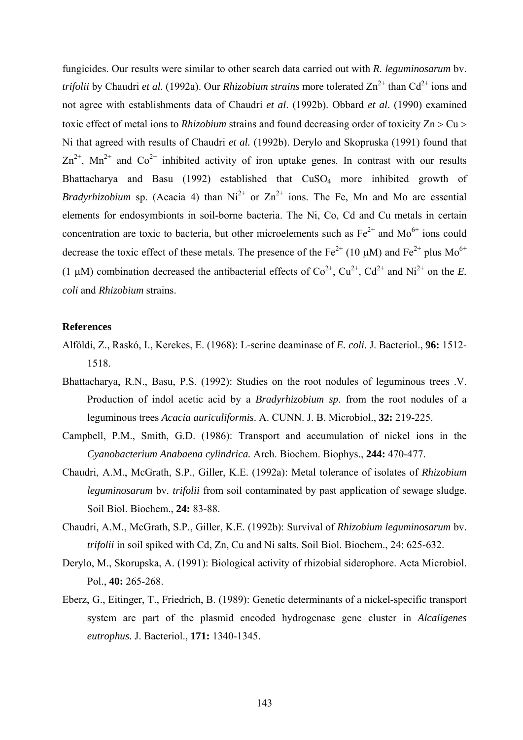fungicides. Our results were similar to other search data carried out with *R. leguminosarum* bv. *trifolii* by Chaudri *et al.* (1992a). Our *Rhizobium strains* more tolerated $Zn^{2+}$ than $Cd^{2+}$ ions and not agree with establishments data of Chaudri *et al*. (1992b). Obbard *et al*. (1990) examined toxic effect of metal ions to *Rhizobium* strains and found decreasing order of toxicity Zn > Cu > Ni that agreed with results of Chaudri *et al.* (1992b). Derylo and Skopruska (1991) found that $Zn^{2+}$, $Mn^{2+}$ and $Co^{2+}$ inhibited activity of iron uptake genes. In contrast with our results Bhattacharya and Basu (1992) established that $CuSO_4$ more inhibited growth of *Bradyrhizobium* sp. (Acacia 4) than $Ni^{2+}$ or $Zn^{2+}$ ions. The Fe, Mn and Mo are essential elements for endosymbionts in soil-borne bacteria. The Ni, Co, Cd and Cu metals in certain concentration are toxic to bacteria, but other microelements such as $Fe^{2+}$ and $Mo^{6+}$ ions could decrease the toxic effect of these metals. The presence of the $Fe^{2+}$ (10 μM) and $Fe^{2+}$ plus $Mo^{6+}$ (1 μM) combination decreased the antibacterial effects of $Co^{2+}$, $Cu^{2+}$, $Cd^{2+}$ and $Ni^{2+}$ on the *E. coli* and *Rhizobium* strains.

## References

Alföldi, Z., Raskó, I., Kerekes, E. (1968): L-serine deaminase of *E. coli*. J. Bacteriol., **96:** 1512-1518.

Bhattacharya, R.N., Basu, P.S. (1992): Studies on the root nodules of leguminous trees .V. Production of indol acetic acid by a *Bradyrhizobium sp*. from the root nodules of a leguminous trees *Acacia auriculiformis*. A. CUNN. J. B. Microbiol., **32:** 219-225.

Campbell, P.M., Smith, G.D. (1986): Transport and accumulation of nickel ions in the *Cyanobacterium Anabaena cylindrica.* Arch. Biochem. Biophys., **244:** 470-477.

Chaudri, A.M., McGrath, S.P., Giller, K.E. (1992a): Metal tolerance of isolates of *Rhizobium leguminosarum* bv*. trifolii* from soil contaminated by past application of sewage sludge. Soil Biol. Biochem., **24:** 83-88.

Chaudri, A.M., McGrath, S.P., Giller, K.E. (1992b): Survival of *Rhizobium leguminosarum* bv. *trifolii* in soil spiked with Cd, Zn, Cu and Ni salts. Soil Biol. Biochem., 24: 625-632.

Derylo, M., Skorupska, A. (1991): Biological activity of rhizobial siderophore. Acta Microbiol. Pol., **40:** 265-268.

Eberz, G., Eitinger, T., Friedrich, B. (1989): Genetic determinants of a nickel-specific transport system are part of the plasmid encoded hydrogenase gene cluster in *Alcaligenes eutrophus.* J. Bacteriol., **171:** 1340-1345.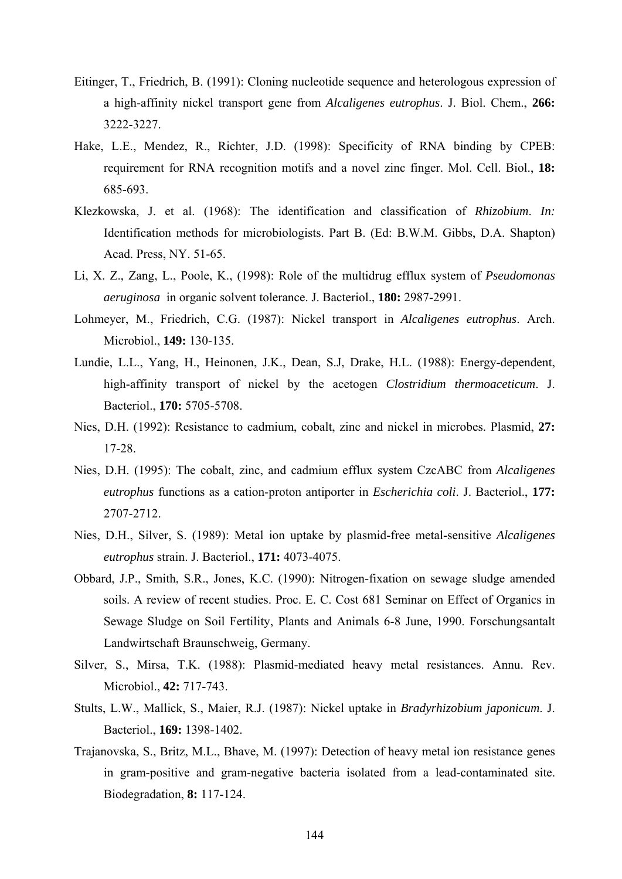Eitinger, T., Friedrich, B. (1991): Cloning nucleotide sequence and heterologous expression of a high-affinity nickel transport gene from *Alcaligenes eutrophus*. J. Biol. Chem., **266:** 3222-3227.

Hake, L.E., Mendez, R., Richter, J.D. (1998): Specificity of RNA binding by CPEB: requirement for RNA recognition motifs and a novel zinc finger. Mol. Cell. Biol., **18:** 685-693.

Klezkowska, J. et al. (1968): The identification and classification of *Rhizobium*. *In:* Identification methods for microbiologists. Part B. (Ed: B.W.M. Gibbs, D.A. Shapton) Acad. Press, NY. 51-65.

Li, X. Z., Zang, L., Poole, K., (1998): Role of the multidrug efflux system of *Pseudomonas aeruginosa* in organic solvent tolerance. J. Bacteriol., **180:** 2987-2991.

Lohmeyer, M., Friedrich, C.G. (1987): Nickel transport in *Alcaligenes eutrophus*. Arch. Microbiol., **149:** 130-135.

Lundie, L.L., Yang, H., Heinonen, J.K., Dean, S.J, Drake, H.L. (1988): Energy-dependent, high-affinity transport of nickel by the acetogen *Clostridium thermoaceticum*. J. Bacteriol., **170:** 5705-5708.

Nies, D.H. (1992): Resistance to cadmium, cobalt, zinc and nickel in microbes. Plasmid, **27:** 17-28.

Nies, D.H. (1995): The cobalt, zinc, and cadmium efflux system CzcABC from *Alcaligenes eutrophus* functions as a cation-proton antiporter in *Escherichia coli*. J. Bacteriol., **177:** 2707-2712.

Nies, D.H., Silver, S. (1989): Metal ion uptake by plasmid-free metal-sensitive *Alcaligenes eutrophus* strain. J. Bacteriol., **171:** 4073-4075.

Obbard, J.P., Smith, S.R., Jones, K.C. (1990): Nitrogen-fixation on sewage sludge amended soils. A review of recent studies. Proc. E. C. Cost 681 Seminar on Effect of Organics in Sewage Sludge on Soil Fertility, Plants and Animals 6-8 June, 1990. Forschungsantalt Landwirtschaft Braunschweig, Germany.

Silver, S., Mirsa, T.K. (1988): Plasmid-mediated heavy metal resistances. Annu. Rev. Microbiol., **42:** 717-743.

Stults, L.W., Mallick, S., Maier, R.J. (1987): Nickel uptake in *Bradyrhizobium japonicum*. J. Bacteriol., **169:** 1398-1402.

Trajanovska, S., Britz, M.L., Bhave, M. (1997): Detection of heavy metal ion resistance genes in gram-positive and gram-negative bacteria isolated from a lead-contaminated site. Biodegradation, **8:** 117-124.